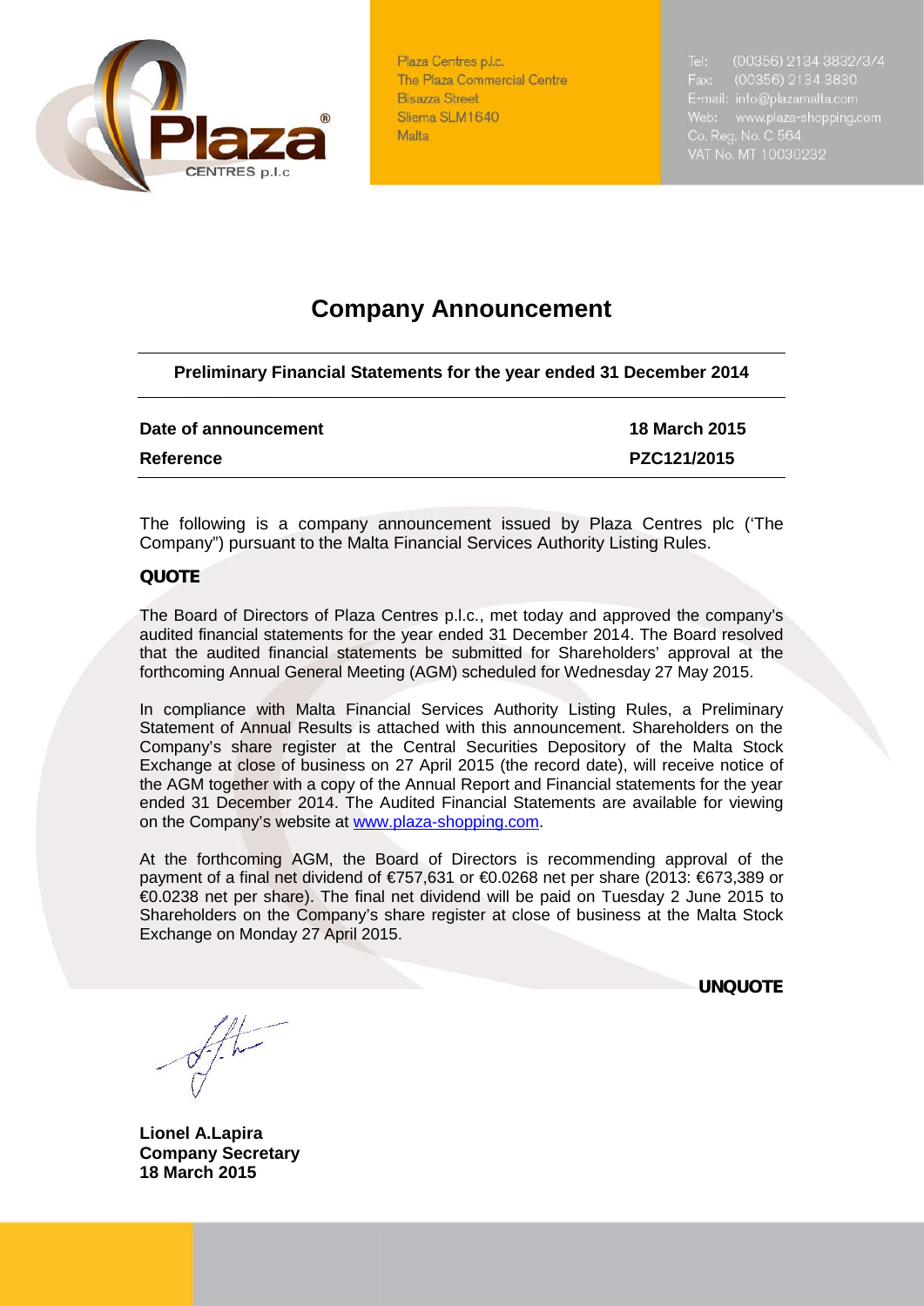Plaza Centres p.l.c.
The Plaza Commercial Centre
Bisazza Street
Sliema SLM1640
Malta

Tel: (00356) 2134 3832/3/4
Fax: (00356) 2134 3830
E-mail: info@plazamalta.com
Web: www.plaza-shopping.com
Co. Reg. No. C 564
VAT No. MT 10030232

# Company Announcement

**Preliminary Financial Statements for the year ended 31 December 2014**

| | |
|---|---|
| **Date of announcement** | **18 March 2015** |
| **Reference** | **PZC121/2015** |

The following is a company announcement issued by Plaza Centres plc ('The Company") pursuant to the Malta Financial Services Authority Listing Rules.

**QUOTE**

The Board of Directors of Plaza Centres p.l.c., met today and approved the company's audited financial statements for the year ended 31 December 2014. The Board resolved that the audited financial statements be submitted for Shareholders' approval at the forthcoming Annual General Meeting (AGM) scheduled for Wednesday 27 May 2015.

In compliance with Malta Financial Services Authority Listing Rules, a Preliminary Statement of Annual Results is attached with this announcement. Shareholders on the Company's share register at the Central Securities Depository of the Malta Stock Exchange at close of business on 27 April 2015 (the record date), will receive notice of the AGM together with a copy of the Annual Report and Financial statements for the year ended 31 December 2014. The Audited Financial Statements are available for viewing on the Company's website at www.plaza-shopping.com.

At the forthcoming AGM, the Board of Directors is recommending approval of the payment of a final net dividend of €757,631 or €0.0268 net per share (2013: €673,389 or €0.0238 net per share). The final net dividend will be paid on Tuesday 2 June 2015 to Shareholders on the Company's share register at close of business at the Malta Stock Exchange on Monday 27 April 2015.

**UNQUOTE**

**Lionel A.Lapira**
**Company Secretary**
**18 March 2015**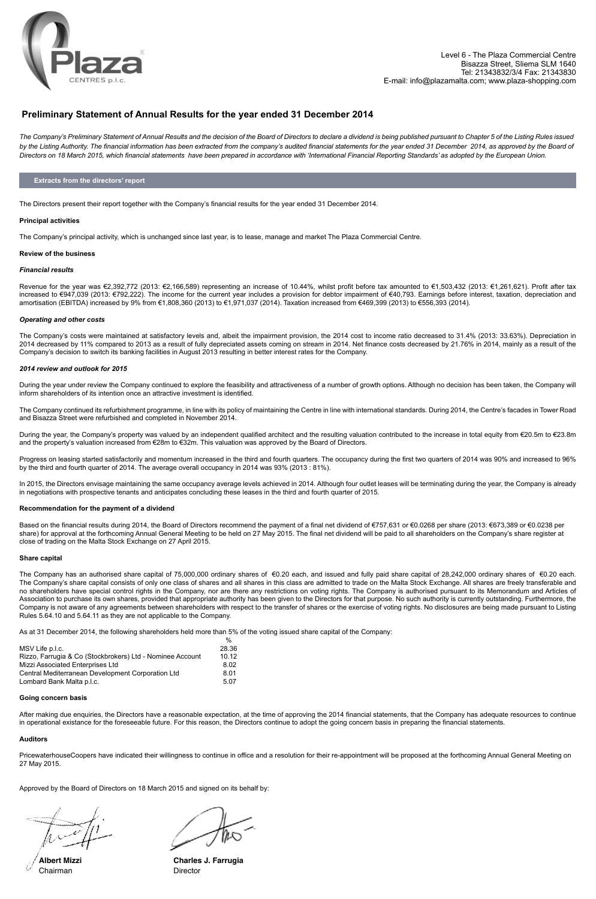Level 6 - The Plaza Commercial Centre
Bisazza Street, Sliema SLM 1640
Tel: 21343832/3/4 Fax: 21343830
E-mail: info@plazamalta.com; www.plaza-shopping.com

# Preliminary Statement of Annual Results for the year ended 31 December 2014

*The Company's Preliminary Statement of Annual Results and the decision of the Board of Directors to declare a dividend is being published pursuant to Chapter 5 of the Listing Rules issued by the Listing Authority. The financial information has been extracted from the company's audited financial statements for the year ended 31 December 2014, as approved by the Board of Directors on 18 March 2015, which financial statements have been prepared in accordance with 'International Financial Reporting Standards' as adopted by the European Union.*

## Extracts from the directors' report

The Directors present their report together with the Company's financial results for the year ended 31 December 2014.

### Principal activities

The Company's principal activity, which is unchanged since last year, is to lease, manage and market The Plaza Commercial Centre.

### Review of the business

#### *Financial results*

Revenue for the year was €2,392,772 (2013: €2,166,589) representing an increase of 10.44%, whilst profit before tax amounted to €1,503,432 (2013: €1,261,621). Profit after tax increased to €947,039 (2013: €792,222). The income for the current year includes a provision for debtor impairment of €40,793. Earnings before interest, taxation, depreciation and amortisation (EBITDA) increased by 9% from €1,808,360 (2013) to €1,971,037 (2014). Taxation increased from €469,399 (2013) to €556,393 (2014).

#### *Operating and other costs*

The Company's costs were maintained at satisfactory levels and, albeit the impairment provision, the 2014 cost to income ratio decreased to 31.4% (2013: 33.63%). Depreciation in 2014 decreased by 11% compared to 2013 as a result of fully depreciated assets coming on stream in 2014. Net finance costs decreased by 21.76% in 2014, mainly as a result of the Company's decision to switch its banking facilities in August 2013 resulting in better interest rates for the Company.

#### *2014 review and outlook for 2015*

During the year under review the Company continued to explore the feasibility and attractiveness of a number of growth options. Although no decision has been taken, the Company will inform shareholders of its intention once an attractive investment is identified.

The Company continued its refurbishment programme, in line with its policy of maintaining the Centre in line with international standards. During 2014, the Centre's facades in Tower Road and Bisazza Street were refurbished and completed in November 2014.

During the year, the Company's property was valued by an independent qualified architect and the resulting valuation contributed to the increase in total equity from €20.5m to €23.8m and the property's valuation increased from €28m to €32m. This valuation was approved by the Board of Directors.

Progress on leasing started satisfactorily and momentum increased in the third and fourth quarters. The occupancy during the first two quarters of 2014 was 90% and increased to 96% by the third and fourth quarter of 2014. The average overall occupancy in 2014 was 93% (2013 : 81%).

In 2015, the Directors envisage maintaining the same occupancy average levels achieved in 2014. Although four outlet leases will be terminating during the year, the Company is already in negotiations with prospective tenants and anticipates concluding these leases in the third and fourth quarter of 2015.

### Recommendation for the payment of a dividend

Based on the financial results during 2014, the Board of Directors recommend the payment of a final net dividend of €757,631 or €0.0268 per share (2013: €673,389 or €0.0238 per share) for approval at the forthcoming Annual General Meeting to be held on 27 May 2015. The final net dividend will be paid to all shareholders on the Company's share register at close of trading on the Malta Stock Exchange on 27 April 2015.

### Share capital

The Company has an authorised share capital of 75,000,000 ordinary shares of €0.20 each, and issued and fully paid share capital of 28,242,000 ordinary shares of €0.20 each. The Company's share capital consists of only one class of shares and all shares in this class are admitted to trade on the Malta Stock Exchange. All shares are freely transferable and no shareholders have special control rights in the Company, nor are there any restrictions on voting rights. The Company is authorised pursuant to its Memorandum and Articles of Association to purchase its own shares, provided that appropriate authority has been given to the Directors for that purpose. No such authority is currently outstanding. Furthermore, the Company is not aware of any agreements between shareholders with respect to the transfer of shares or the exercise of voting rights. No disclosures are being made pursuant to Listing Rules 5.64.10 and 5.64.11 as they are not applicable to the Company.

As at 31 December 2014, the following shareholders held more than 5% of the voting issued share capital of the Company:

| | % |
|---|---|
| MSV Life p.l.c. | 28.36 |
| Rizzo, Farrugia & Co (Stockbrokers) Ltd - Nominee Account | 10.12 |
| Mizzi Associated Enterprises Ltd | 8.02 |
| Central Mediterranean Development Corporation Ltd | 8.01 |
| Lombard Bank Malta p.l.c. | 5.07 |

### Going concern basis

After making due enquiries, the Directors have a reasonable expectation, at the time of approving the 2014 financial statements, that the Company has adequate resources to continue in operational existance for the foreseeable future. For this reason, the Directors continue to adopt the going concern basis in preparing the financial statements.

### Auditors

PricewaterhouseCoopers have indicated their willingness to continue in office and a resolution for their re-appointment will be proposed at the forthcoming Annual General Meeting on 27 May 2015.

Approved by the Board of Directors on 18 March 2015 and signed on its behalf by:

**Albert Mizzi**
Chairman

**Charles J. Farrugia**
Director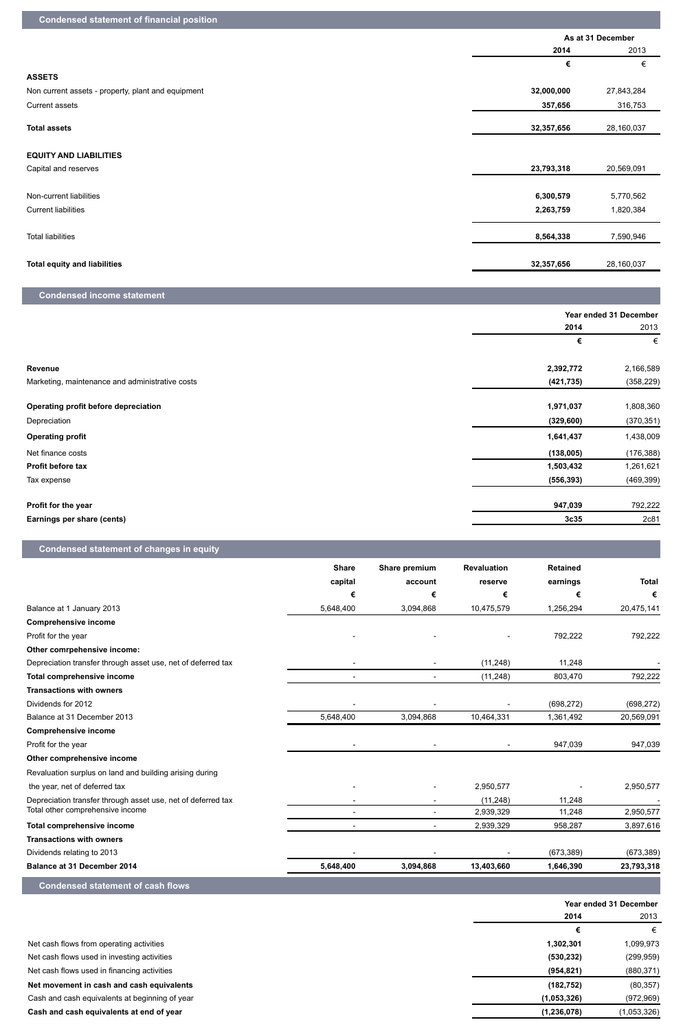## Condensed statement of financial position

| | As at 31 December 2014 € | 2013 € |
|---|---|---|
| **ASSETS** | | |
| Non current assets - property, plant and equipment | **32,000,000** | 27,843,284 |
| Current assets | **357,656** | 316,753 |
| **Total assets** | **32,357,656** | 28,160,037 |
| **EQUITY AND LIABILITIES** | | |
| Capital and reserves | **23,793,318** | 20,569,091 |
| Non-current liabilities | **6,300,579** | 5,770,562 |
| Current liabilities | **2,263,759** | 1,820,384 |
| Total liabilities | **8,564,338** | 7,590,946 |
| **Total equity and liabilities** | **32,357,656** | 28,160,037 |

## Condensed income statement

| | Year ended 31 December 2014 € | 2013 € |
|---|---|---|
| **Revenue** | **2,392,772** | 2,166,589 |
| Marketing, maintenance and administrative costs | **(421,735)** | (358,229) |
| **Operating profit before depreciation** | **1,971,037** | 1,808,360 |
| Depreciation | **(329,600)** | (370,351) |
| **Operating profit** | **1,641,437** | 1,438,009 |
| Net finance costs | **(138,005)** | (176,388) |
| **Profit before tax** | **1,503,432** | 1,261,621 |
| Tax expense | **(556,393)** | (469,399) |
| **Profit for the year** | **947,039** | 792,222 |
| **Earnings per share (cents)** | **3c35** | 2c81 |

## Condensed statement of changes in equity

| | Share capital € | Share premium account € | Revaluation reserve € | Retained earnings € | Total € |
|---|---|---|---|---|---|
| Balance at 1 January 2013 | 5,648,400 | 3,094,868 | 10,475,579 | 1,256,294 | 20,475,141 |
| **Comprehensive income** | | | | | |
| Profit for the year | - | - | - | 792,222 | 792,222 |
| **Other comrpehensive income:** | | | | | |
| Depreciation transfer through asset use, net of deferred tax | - | - | (11,248) | 11,248 | - |
| **Total comprehensive income** | - | - | (11,248) | 803,470 | 792,222 |
| **Transactions with owners** | | | | | |
| Dividends for 2012 | - | - | - | (698,272) | (698,272) |
| Balance at 31 December 2013 | 5,648,400 | 3,094,868 | 10,464,331 | 1,361,492 | 20,569,091 |
| **Comprehensive income** | | | | | |
| Profit for the year | - | - | - | 947,039 | 947,039 |
| **Other comprehensive income** | | | | | |
| Revaluation surplus on land and building arising during the year, net of deferred tax | - | - | 2,950,577 | - | 2,950,577 |
| Depreciation transfer through asset use, net of deferred tax | - | - | (11,248) | 11,248 | - |
| Total other comprehensive income | - | - | 2,939,329 | 11,248 | 2,950,577 |
| **Total comprehensive income** | - | - | 2,939,329 | 958,287 | 3,897,616 |
| **Transactions with owners** | | | | | |
| Dividends relating to 2013 | - | - | - | (673,389) | (673,389) |
| **Balance at 31 December 2014** | **5,648,400** | **3,094,868** | **13,403,660** | **1,646,390** | **23,793,318** |

## Condensed statement of cash flows

| | Year ended 31 December 2014 € | 2013 € |
|---|---|---|
| Net cash flows from operating activities | **1,302,301** | 1,099,973 |
| Net cash flows used in investing activities | **(530,232)** | (299,959) |
| Net cash flows used in financing activities | **(954,821)** | (880,371) |
| **Net movement in cash and cash equivalents** | **(182,752)** | (80,357) |
| Cash and cash equivalents at beginning of year | **(1,053,326)** | (972,969) |
| **Cash and cash equivalents at end of year** | **(1,236,078)** | (1,053,326) |